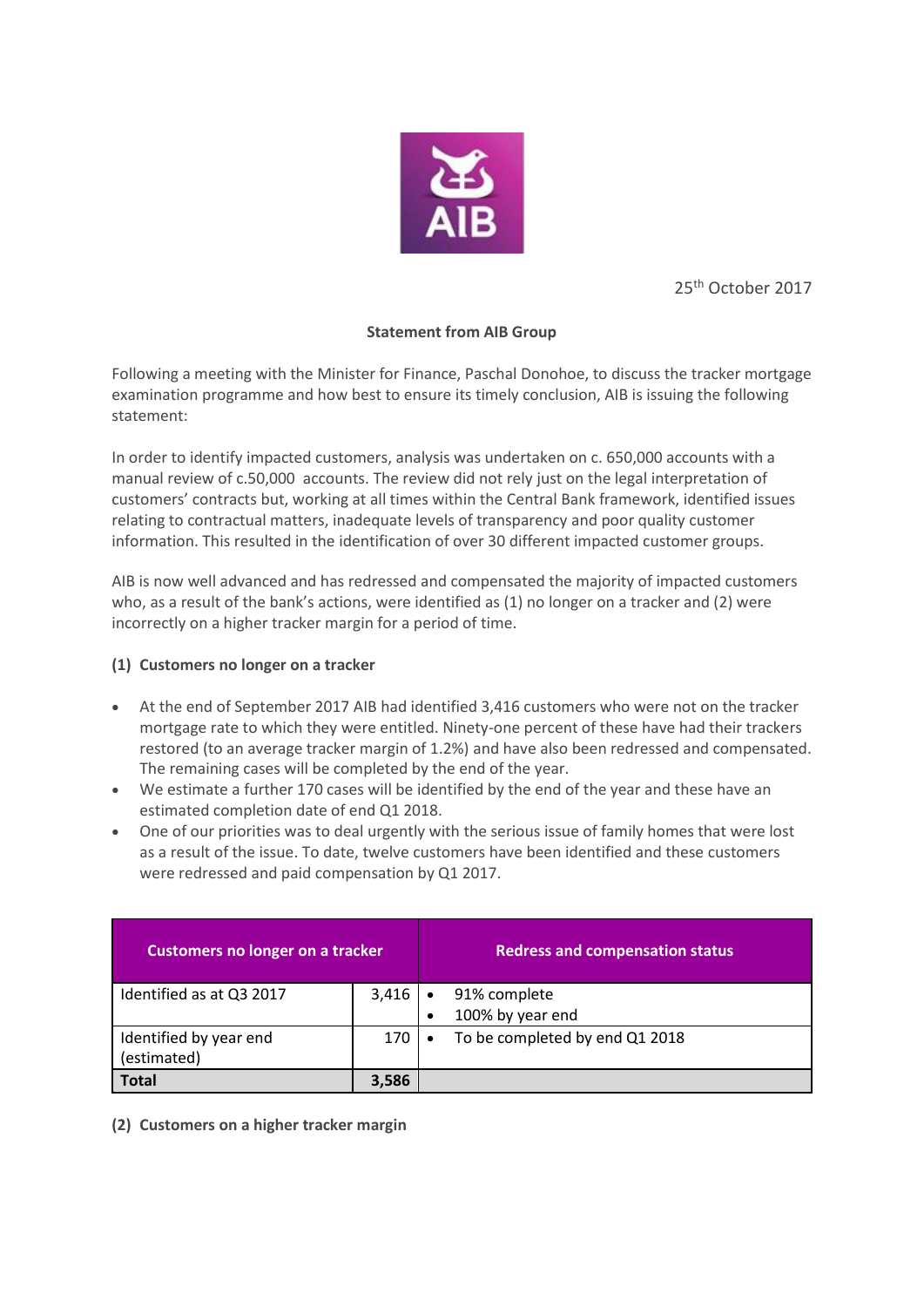25th October 2017

**Statement from AIB Group**

Following a meeting with the Minister for Finance, Paschal Donohoe, to discuss the tracker mortgage examination programme and how best to ensure its timely conclusion, AIB is issuing the following statement:

In order to identify impacted customers, analysis was undertaken on c. 650,000 accounts with a manual review of c.50,000 accounts. The review did not rely just on the legal interpretation of customers' contracts but, working at all times within the Central Bank framework, identified issues relating to contractual matters, inadequate levels of transparency and poor quality customer information. This resulted in the identification of over 30 different impacted customer groups.

AIB is now well advanced and has redressed and compensated the majority of impacted customers who, as a result of the bank's actions, were identified as (1) no longer on a tracker and (2) were incorrectly on a higher tracker margin for a period of time.

**(1) Customers no longer on a tracker**

- At the end of September 2017 AIB had identified 3,416 customers who were not on the tracker mortgage rate to which they were entitled. Ninety-one percent of these have had their trackers restored (to an average tracker margin of 1.2%) and have also been redressed and compensated. The remaining cases will be completed by the end of the year.
- We estimate a further 170 cases will be identified by the end of the year and these have an estimated completion date of end Q1 2018.
- One of our priorities was to deal urgently with the serious issue of family homes that were lost as a result of the issue. To date, twelve customers have been identified and these customers were redressed and paid compensation by Q1 2017.

| Customers no longer on a tracker | | Redress and compensation status |
|---|---|---|
| Identified as at Q3 2017 | 3,416 | • 91% complete<br>• 100% by year end |
| Identified by year end (estimated) | 170 | • To be completed by end Q1 2018 |
| **Total** | **3,586** | |

**(2) Customers on a higher tracker margin**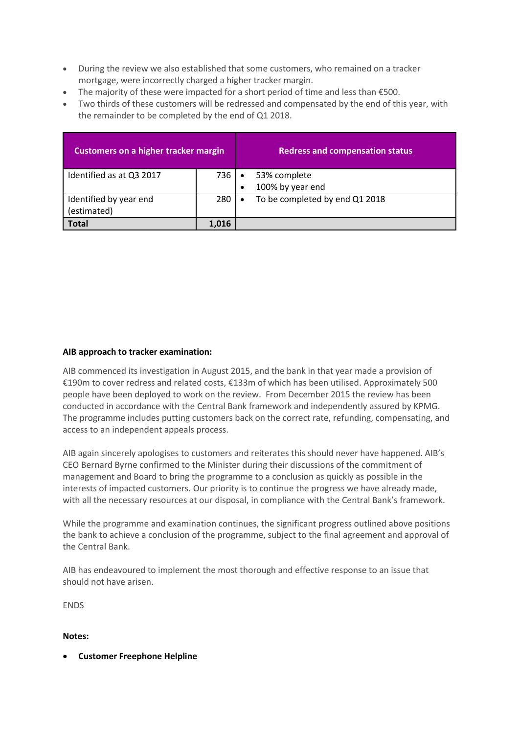- During the review we also established that some customers, who remained on a tracker mortgage, were incorrectly charged a higher tracker margin.
- The majority of these were impacted for a short period of time and less than €500.
- Two thirds of these customers will be redressed and compensated by the end of this year, with the remainder to be completed by the end of Q1 2018.

| Customers on a higher tracker margin | | Redress and compensation status |
|---|---|---|
| Identified as at Q3 2017 | 736 | • 53% complete<br>• 100% by year end |
| Identified by year end (estimated) | 280 | • To be completed by end Q1 2018 |
| **Total** | **1,016** | |

**AIB approach to tracker examination:**

AIB commenced its investigation in August 2015, and the bank in that year made a provision of €190m to cover redress and related costs, €133m of which has been utilised. Approximately 500 people have been deployed to work on the review. From December 2015 the review has been conducted in accordance with the Central Bank framework and independently assured by KPMG. The programme includes putting customers back on the correct rate, refunding, compensating, and access to an independent appeals process.

AIB again sincerely apologises to customers and reiterates this should never have happened. AIB's CEO Bernard Byrne confirmed to the Minister during their discussions of the commitment of management and Board to bring the programme to a conclusion as quickly as possible in the interests of impacted customers. Our priority is to continue the progress we have already made, with all the necessary resources at our disposal, in compliance with the Central Bank's framework.

While the programme and examination continues, the significant progress outlined above positions the bank to achieve a conclusion of the programme, subject to the final agreement and approval of the Central Bank.

AIB has endeavoured to implement the most thorough and effective response to an issue that should not have arisen.

ENDS

**Notes:**

- **Customer Freephone Helpline**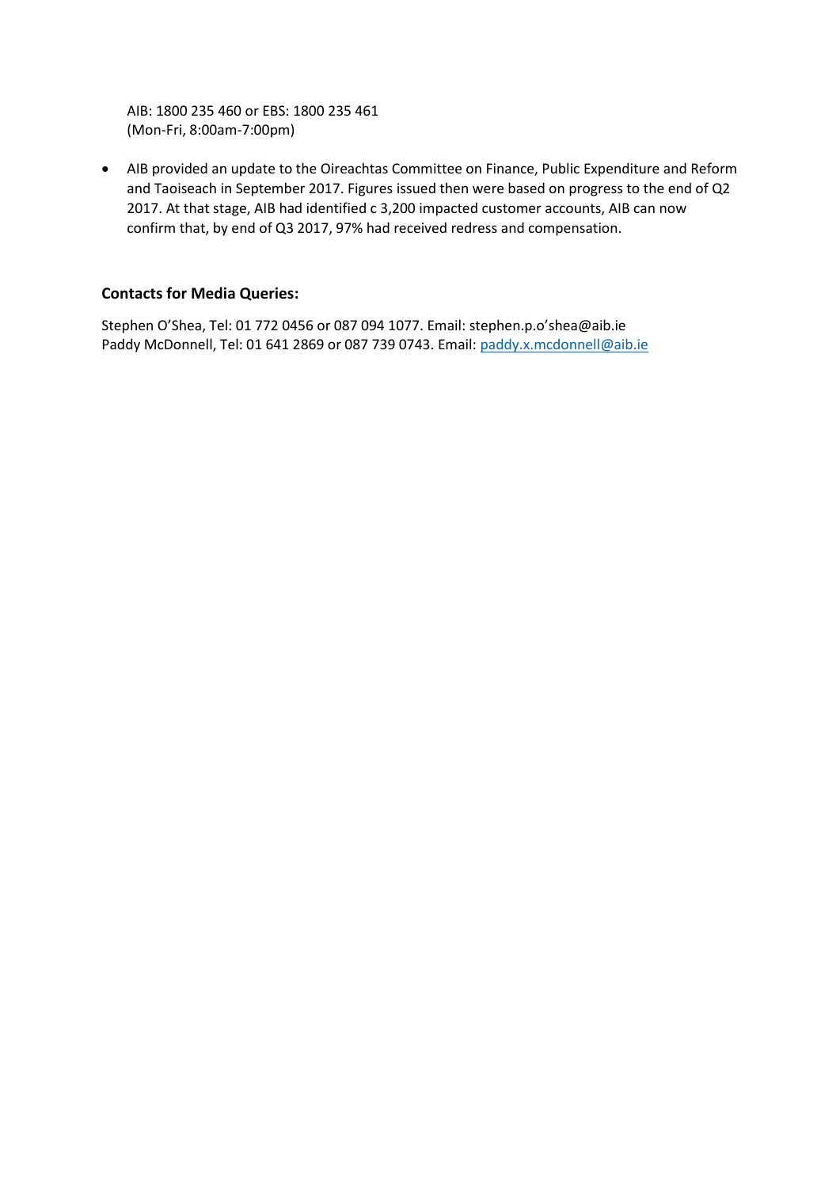AIB: 1800 235 460 or EBS: 1800 235 461
(Mon-Fri, 8:00am-7:00pm)

- AIB provided an update to the Oireachtas Committee on Finance, Public Expenditure and Reform and Taoiseach in September 2017. Figures issued then were based on progress to the end of Q2 2017. At that stage, AIB had identified c 3,200 impacted customer accounts, AIB can now confirm that, by end of Q3 2017, 97% had received redress and compensation.

**Contacts for Media Queries:**

Stephen O'Shea, Tel: 01 772 0456 or 087 094 1077. Email: stephen.p.o'shea@aib.ie
Paddy McDonnell, Tel: 01 641 2869 or 087 739 0743. Email: paddy.x.mcdonnell@aib.ie